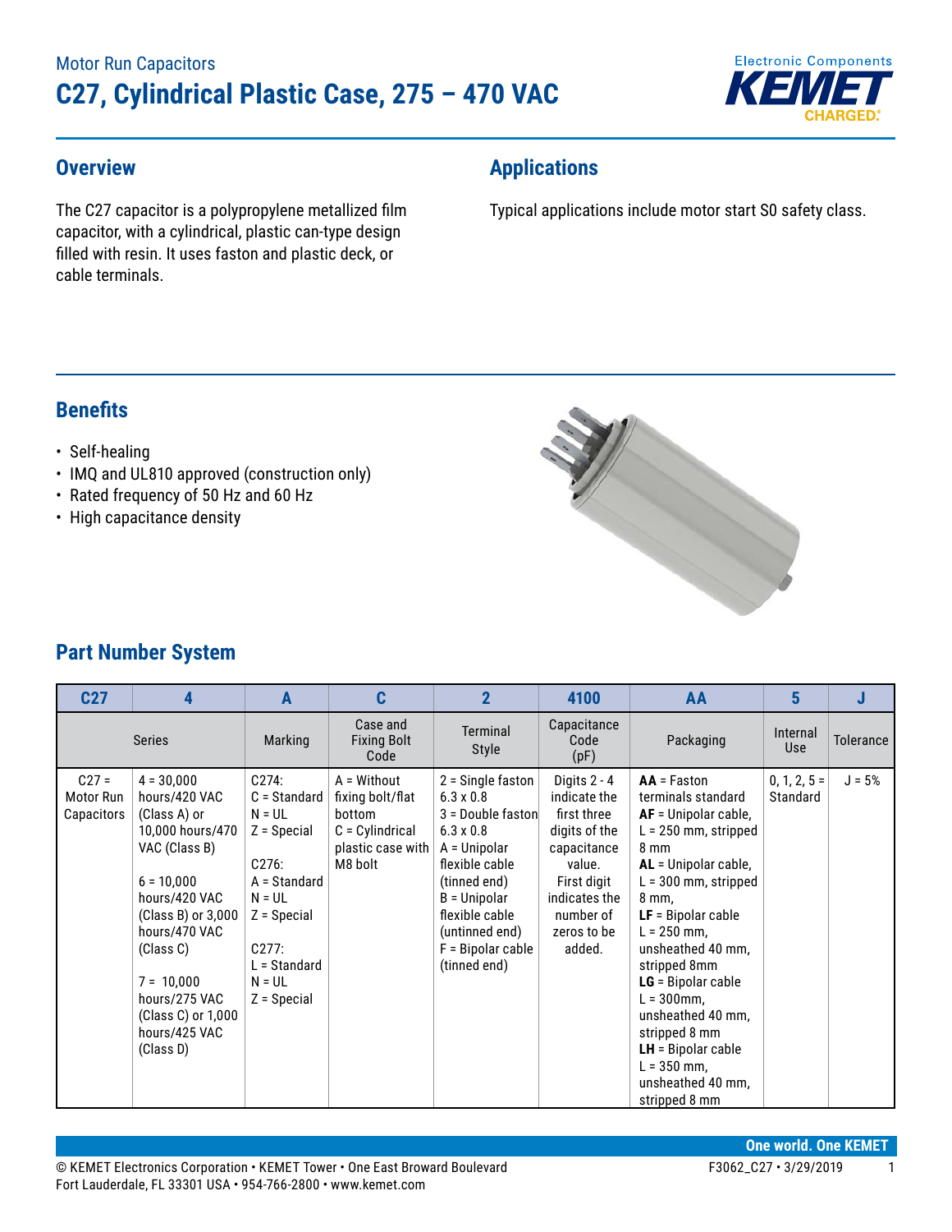Motor Run Capacitors

# C27, Cylindrical Plastic Case, 275 – 470 VAC

## Overview

The C27 capacitor is a polypropylene metallized film capacitor, with a cylindrical, plastic can-type design filled with resin. It uses faston and plastic deck, or cable terminals.

## Applications

Typical applications include motor start S0 safety class.

## Benefits

- Self-healing
- IMQ and UL810 approved (construction only)
- Rated frequency of 50 Hz and 60 Hz
- High capacitance density

## Part Number System

| C27 | 4 | A | C | 2 | 4100 | AA | 5 | J |
|---|---|---|---|---|---|---|---|---|
| Series | | Marking | Case and Fixing Bolt Code | Terminal Style | Capacitance Code (pF) | Packaging | Internal Use | Tolerance |
| C27 = Motor Run Capacitors | 4 = 30,000 hours/420 VAC (Class A) or 10,000 hours/470 VAC (Class B)<br><br>6 = 10,000 hours/420 VAC (Class B) or 3,000 hours/470 VAC (Class C)<br><br>7 = 10,000 hours/275 VAC (Class C) or 1,000 hours/425 VAC (Class D) | C274:<br>C = Standard<br>N = UL<br>Z = Special<br><br>C276:<br>A = Standard<br>N = UL<br>Z = Special<br><br>C277:<br>L = Standard<br>N = UL<br>Z = Special | A = Without fixing bolt/flat bottom<br>C = Cylindrical plastic case with M8 bolt | 2 = Single faston 6.3 x 0.8<br>3 = Double faston 6.3 x 0.8<br>A = Unipolar flexible cable (tinned end)<br>B = Unipolar flexible cable (untinned end)<br>F = Bipolar cable (tinned end) | Digits 2 - 4 indicate the first three digits of the capacitance value. First digit indicates the number of zeros to be added. | **AA** = Faston terminals standard<br>**AF** = Unipolar cable, L = 250 mm, stripped 8 mm<br>**AL** = Unipolar cable, L = 300 mm, stripped 8 mm,<br>**LF** = Bipolar cable L = 250 mm, unsheathed 40 mm, stripped 8mm<br>**LG** = Bipolar cable L = 300mm, unsheathed 40 mm, stripped 8 mm<br>**LH** = Bipolar cable L = 350 mm, unsheathed 40 mm, stripped 8 mm | 0, 1, 2, 5 = Standard | J = 5% |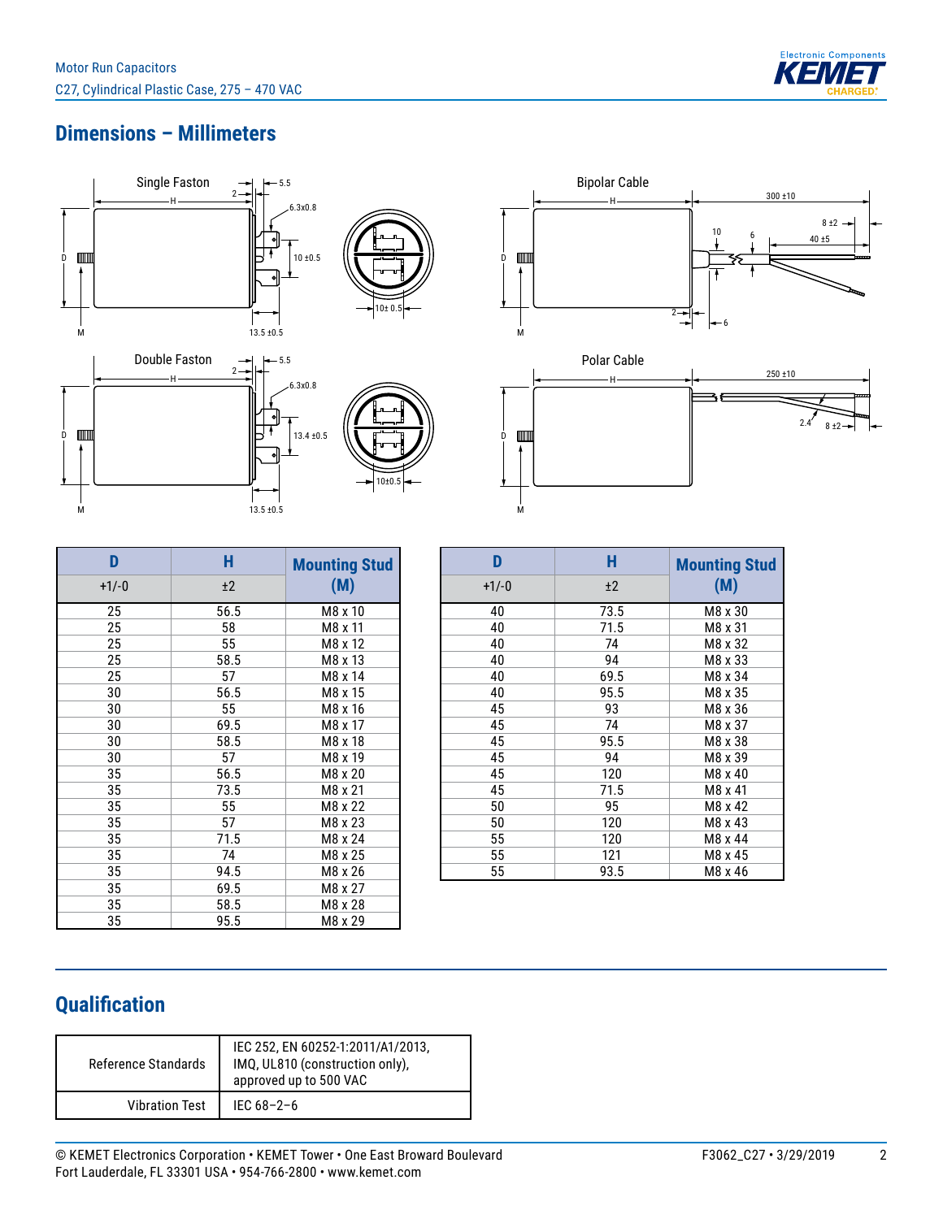## Dimensions – Millimeters

Single Faston

Double Faston

Bipolar Cable

Polar Cable

| D | H | Mounting Stud |
|---|---|---|
| +1/-0 | ±2 | (M) |
| 25 | 56.5 | M8 x 10 |
| 25 | 58 | M8 x 11 |
| 25 | 55 | M8 x 12 |
| 25 | 58.5 | M8 x 13 |
| 25 | 57 | M8 x 14 |
| 30 | 56.5 | M8 x 15 |
| 30 | 55 | M8 x 16 |
| 30 | 69.5 | M8 x 17 |
| 30 | 58.5 | M8 x 18 |
| 30 | 57 | M8 x 19 |
| 35 | 56.5 | M8 x 20 |
| 35 | 73.5 | M8 x 21 |
| 35 | 55 | M8 x 22 |
| 35 | 57 | M8 x 23 |
| 35 | 71.5 | M8 x 24 |
| 35 | 74 | M8 x 25 |
| 35 | 94.5 | M8 x 26 |
| 35 | 69.5 | M8 x 27 |
| 35 | 58.5 | M8 x 28 |
| 35 | 95.5 | M8 x 29 |

| D | H | Mounting Stud |
|---|---|---|
| +1/-0 | ±2 | (M) |
| 40 | 73.5 | M8 x 30 |
| 40 | 71.5 | M8 x 31 |
| 40 | 74 | M8 x 32 |
| 40 | 94 | M8 x 33 |
| 40 | 69.5 | M8 x 34 |
| 40 | 95.5 | M8 x 35 |
| 45 | 93 | M8 x 36 |
| 45 | 74 | M8 x 37 |
| 45 | 95.5 | M8 x 38 |
| 45 | 94 | M8 x 39 |
| 45 | 120 | M8 x 40 |
| 45 | 71.5 | M8 x 41 |
| 50 | 95 | M8 x 42 |
| 50 | 120 | M8 x 43 |
| 55 | 120 | M8 x 44 |
| 55 | 121 | M8 x 45 |
| 55 | 93.5 | M8 x 46 |

## Qualification

| | |
|---|---|
| Reference Standards | IEC 252, EN 60252-1:2011/A1/2013, IMQ, UL810 (construction only), approved up to 500 VAC |
| Vibration Test | IEC 68–2–6 |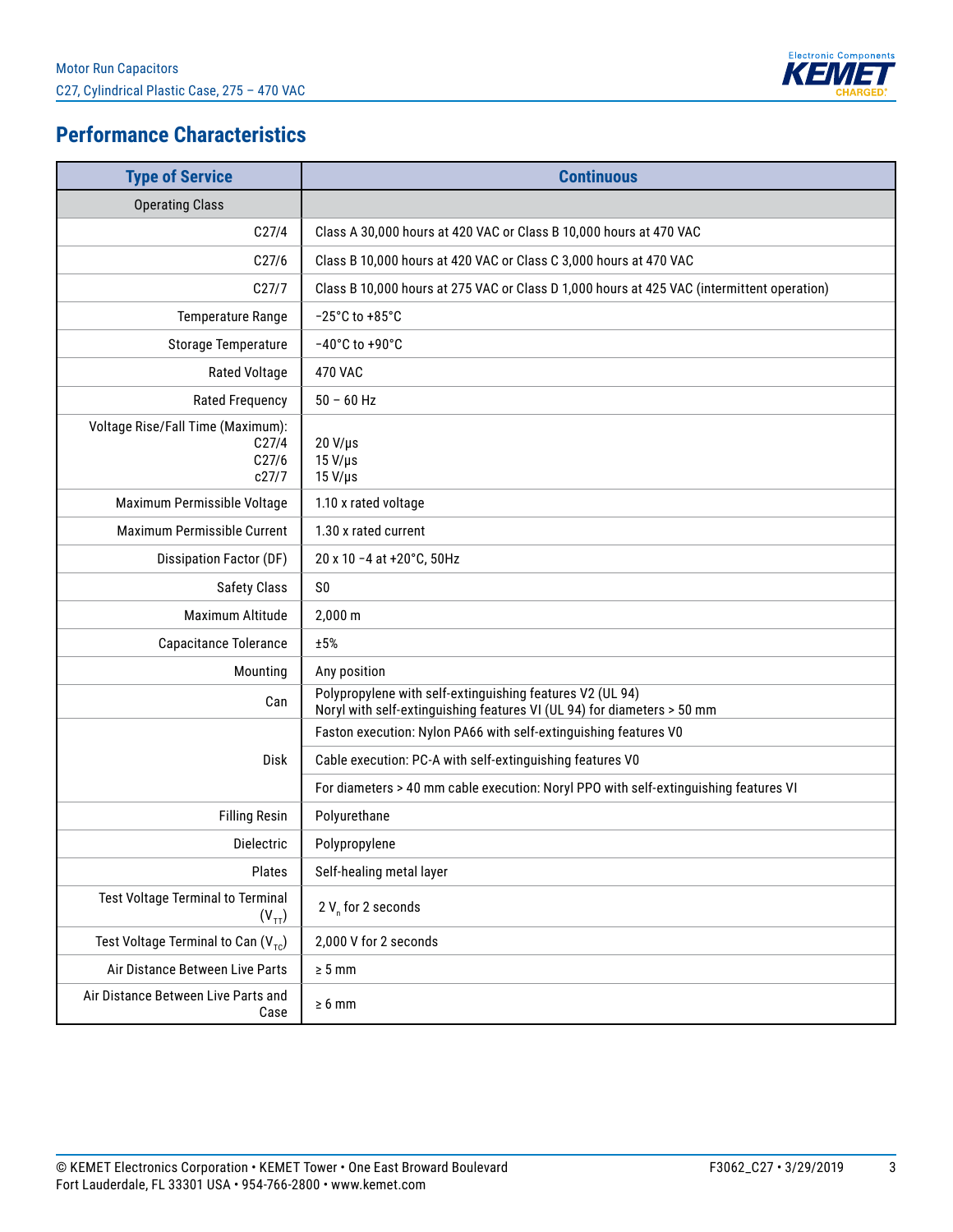## Performance Characteristics

| Type of Service | Continuous |
|---|---|
| Operating Class | |
| C27/4 | Class A 30,000 hours at 420 VAC or Class B 10,000 hours at 470 VAC |
| C27/6 | Class B 10,000 hours at 420 VAC or Class C 3,000 hours at 470 VAC |
| C27/7 | Class B 10,000 hours at 275 VAC or Class D 1,000 hours at 425 VAC (intermittent operation) |
| Temperature Range | −25°C to +85°C |
| Storage Temperature | −40°C to +90°C |
| Rated Voltage | 470 VAC |
| Rated Frequency | 50 – 60 Hz |
| Voltage Rise/Fall Time (Maximum):<br>C27/4<br>C27/6<br>c27/7 | <br>20 V/µs<br>15 V/µs<br>15 V/µs |
| Maximum Permissible Voltage | 1.10 x rated voltage |
| Maximum Permissible Current | 1.30 x rated current |
| Dissipation Factor (DF) | 20 x 10 −4 at +20°C, 50Hz |
| Safety Class | S0 |
| Maximum Altitude | 2,000 m |
| Capacitance Tolerance | ±5% |
| Mounting | Any position |
| Can | Polypropylene with self-extinguishing features V2 (UL 94)<br>Noryl with self-extinguishing features VI (UL 94) for diameters > 50 mm |
| Disk | Faston execution: Nylon PA66 with self-extinguishing features V0 |
| | Cable execution: PC-A with self-extinguishing features V0 |
| | For diameters > 40 mm cable execution: Noryl PPO with self-extinguishing features VI |
| Filling Resin | Polyurethane |
| Dielectric | Polypropylene |
| Plates | Self-healing metal layer |
| Test Voltage Terminal to Terminal ($V_{TT}$) | 2 $V_n$ for 2 seconds |
| Test Voltage Terminal to Can ($V_{TC}$) | 2,000 V for 2 seconds |
| Air Distance Between Live Parts | ≥ 5 mm |
| Air Distance Between Live Parts and Case | ≥ 6 mm |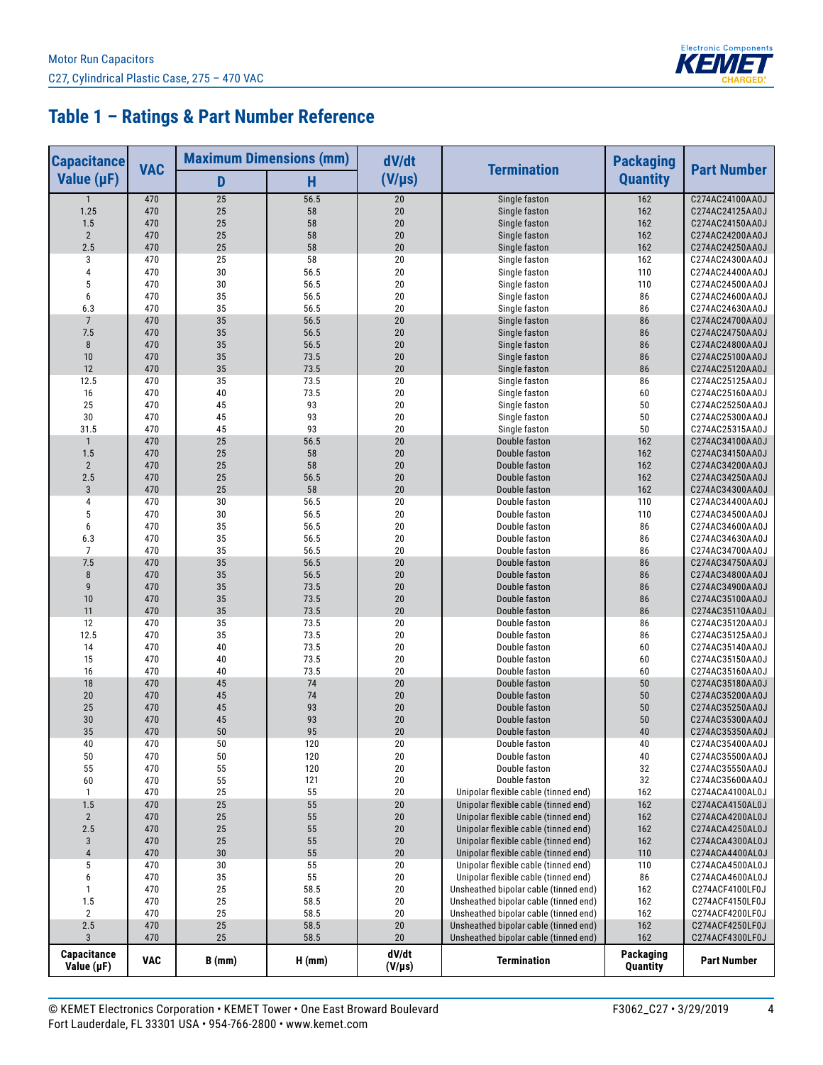## Table 1 – Ratings & Part Number Reference

| Capacitance Value (µF) | VAC | Maximum Dimensions (mm) | | dV/dt (V/µs) | Termination | Packaging Quantity | Part Number |
|---|---|---|---|---|---|---|---|
| | | D | H | | | | |
| 1 | 470 | 25 | 56.5 | 20 | Single faston | 162 | C274AC24100AA0J |
| 1.25 | 470 | 25 | 58 | 20 | Single faston | 162 | C274AC24125AA0J |
| 1.5 | 470 | 25 | 58 | 20 | Single faston | 162 | C274AC24150AA0J |
| 2 | 470 | 25 | 58 | 20 | Single faston | 162 | C274AC24200AA0J |
| 2.5 | 470 | 25 | 58 | 20 | Single faston | 162 | C274AC24250AA0J |
| 3 | 470 | 25 | 58 | 20 | Single faston | 162 | C274AC24300AA0J |
| 4 | 470 | 30 | 56.5 | 20 | Single faston | 110 | C274AC24400AA0J |
| 5 | 470 | 30 | 56.5 | 20 | Single faston | 110 | C274AC24500AA0J |
| 6 | 470 | 35 | 56.5 | 20 | Single faston | 86 | C274AC24600AA0J |
| 6.3 | 470 | 35 | 56.5 | 20 | Single faston | 86 | C274AC24630AA0J |
| 7 | 470 | 35 | 56.5 | 20 | Single faston | 86 | C274AC24700AA0J |
| 7.5 | 470 | 35 | 56.5 | 20 | Single faston | 86 | C274AC24750AA0J |
| 8 | 470 | 35 | 56.5 | 20 | Single faston | 86 | C274AC24800AA0J |
| 10 | 470 | 35 | 73.5 | 20 | Single faston | 86 | C274AC25100AA0J |
| 12 | 470 | 35 | 73.5 | 20 | Single faston | 86 | C274AC25120AA0J |
| 12.5 | 470 | 35 | 73.5 | 20 | Single faston | 86 | C274AC25125AA0J |
| 16 | 470 | 40 | 73.5 | 20 | Single faston | 60 | C274AC25160AA0J |
| 25 | 470 | 45 | 93 | 20 | Single faston | 50 | C274AC25250AA0J |
| 30 | 470 | 45 | 93 | 20 | Single faston | 50 | C274AC25300AA0J |
| 31.5 | 470 | 45 | 93 | 20 | Single faston | 50 | C274AC25315AA0J |
| 1 | 470 | 25 | 56.5 | 20 | Double faston | 162 | C274AC34100AA0J |
| 1.5 | 470 | 25 | 58 | 20 | Double faston | 162 | C274AC34150AA0J |
| 2 | 470 | 25 | 58 | 20 | Double faston | 162 | C274AC34200AA0J |
| 2.5 | 470 | 25 | 56.5 | 20 | Double faston | 162 | C274AC34250AA0J |
| 3 | 470 | 25 | 58 | 20 | Double faston | 162 | C274AC34300AA0J |
| 4 | 470 | 30 | 56.5 | 20 | Double faston | 110 | C274AC34400AA0J |
| 5 | 470 | 30 | 56.5 | 20 | Double faston | 110 | C274AC34500AA0J |
| 6 | 470 | 35 | 56.5 | 20 | Double faston | 86 | C274AC34600AA0J |
| 6.3 | 470 | 35 | 56.5 | 20 | Double faston | 86 | C274AC34630AA0J |
| 7 | 470 | 35 | 56.5 | 20 | Double faston | 86 | C274AC34700AA0J |
| 7.5 | 470 | 35 | 56.5 | 20 | Double faston | 86 | C274AC34750AA0J |
| 8 | 470 | 35 | 56.5 | 20 | Double faston | 86 | C274AC34800AA0J |
| 9 | 470 | 35 | 73.5 | 20 | Double faston | 86 | C274AC34900AA0J |
| 10 | 470 | 35 | 73.5 | 20 | Double faston | 86 | C274AC35100AA0J |
| 11 | 470 | 35 | 73.5 | 20 | Double faston | 86 | C274AC35110AA0J |
| 12 | 470 | 35 | 73.5 | 20 | Double faston | 86 | C274AC35120AA0J |
| 12.5 | 470 | 35 | 73.5 | 20 | Double faston | 86 | C274AC35125AA0J |
| 14 | 470 | 40 | 73.5 | 20 | Double faston | 60 | C274AC35140AA0J |
| 15 | 470 | 40 | 73.5 | 20 | Double faston | 60 | C274AC35150AA0J |
| 16 | 470 | 40 | 73.5 | 20 | Double faston | 60 | C274AC35160AA0J |
| 18 | 470 | 45 | 74 | 20 | Double faston | 50 | C274AC35180AA0J |
| 20 | 470 | 45 | 74 | 20 | Double faston | 50 | C274AC35200AA0J |
| 25 | 470 | 45 | 93 | 20 | Double faston | 50 | C274AC35250AA0J |
| 30 | 470 | 45 | 93 | 20 | Double faston | 50 | C274AC35300AA0J |
| 35 | 470 | 50 | 95 | 20 | Double faston | 40 | C274AC35350AA0J |
| 40 | 470 | 50 | 120 | 20 | Double faston | 40 | C274AC35400AA0J |
| 50 | 470 | 50 | 120 | 20 | Double faston | 40 | C274AC35500AA0J |
| 55 | 470 | 55 | 120 | 20 | Double faston | 32 | C274AC35550AA0J |
| 60 | 470 | 55 | 121 | 20 | Double faston | 32 | C274AC35600AA0J |
| 1 | 470 | 25 | 55 | 20 | Unipolar flexible cable (tinned end) | 162 | C274ACA4100AL0J |
| 1.5 | 470 | 25 | 55 | 20 | Unipolar flexible cable (tinned end) | 162 | C274ACA4150AL0J |
| 2 | 470 | 25 | 55 | 20 | Unipolar flexible cable (tinned end) | 162 | C274ACA4200AL0J |
| 2.5 | 470 | 25 | 55 | 20 | Unipolar flexible cable (tinned end) | 162 | C274ACA4250AL0J |
| 3 | 470 | 25 | 55 | 20 | Unipolar flexible cable (tinned end) | 162 | C274ACA4300AL0J |
| 4 | 470 | 30 | 55 | 20 | Unipolar flexible cable (tinned end) | 110 | C274ACA4400AL0J |
| 5 | 470 | 30 | 55 | 20 | Unipolar flexible cable (tinned end) | 110 | C274ACA4500AL0J |
| 6 | 470 | 35 | 55 | 20 | Unipolar flexible cable (tinned end) | 86 | C274ACA4600AL0J |
| 1 | 470 | 25 | 58.5 | 20 | Unsheathed bipolar cable (tinned end) | 162 | C274ACF4100LF0J |
| 1.5 | 470 | 25 | 58.5 | 20 | Unsheathed bipolar cable (tinned end) | 162 | C274ACF4150LF0J |
| 2 | 470 | 25 | 58.5 | 20 | Unsheathed bipolar cable (tinned end) | 162 | C274ACF4200LF0J |
| 2.5 | 470 | 25 | 58.5 | 20 | Unsheathed bipolar cable (tinned end) | 162 | C274ACF4250LF0J |
| 3 | 470 | 25 | 58.5 | 20 | Unsheathed bipolar cable (tinned end) | 162 | C274ACF4300LF0J |
| **Capacitance Value (µF)** | **VAC** | **B (mm)** | **H (mm)** | **dV/dt (V/µs)** | **Termination** | **Packaging Quantity** | **Part Number** |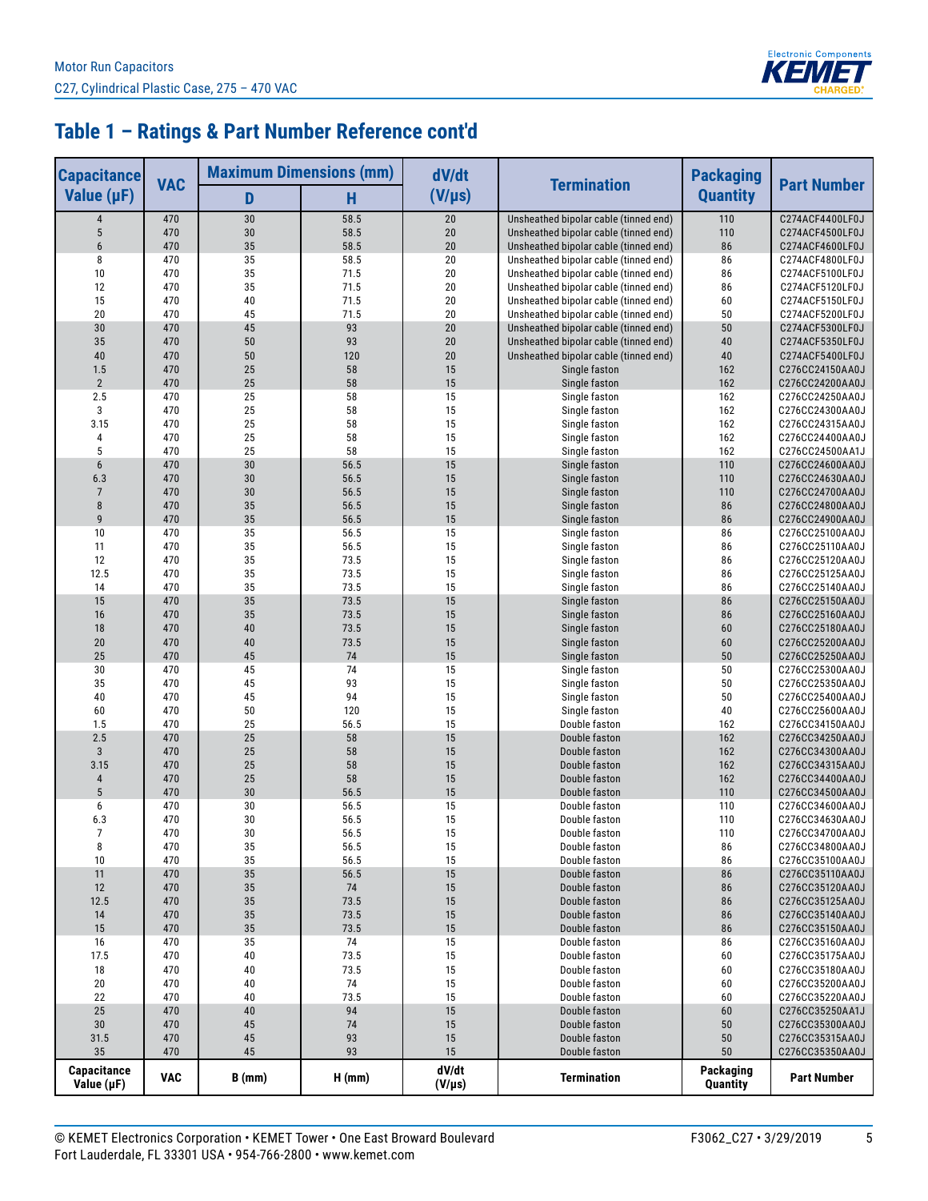## Table 1 – Ratings & Part Number Reference cont'd

| Capacitance Value (µF) | VAC | Maximum Dimensions (mm) | | dV/dt (V/µs) | Termination | Packaging Quantity | Part Number |
|---|---|---|---|---|---|---|---|
| | | D | H | | | | |
| 4 | 470 | 30 | 58.5 | 20 | Unsheathed bipolar cable (tinned end) | 110 | C274ACF4400LF0J |
| 5 | 470 | 30 | 58.5 | 20 | Unsheathed bipolar cable (tinned end) | 110 | C274ACF4500LF0J |
| 6 | 470 | 35 | 58.5 | 20 | Unsheathed bipolar cable (tinned end) | 86 | C274ACF4600LF0J |
| 8 | 470 | 35 | 58.5 | 20 | Unsheathed bipolar cable (tinned end) | 86 | C274ACF4800LF0J |
| 10 | 470 | 35 | 71.5 | 20 | Unsheathed bipolar cable (tinned end) | 86 | C274ACF5100LF0J |
| 12 | 470 | 35 | 71.5 | 20 | Unsheathed bipolar cable (tinned end) | 86 | C274ACF5120LF0J |
| 15 | 470 | 40 | 71.5 | 20 | Unsheathed bipolar cable (tinned end) | 60 | C274ACF5150LF0J |
| 20 | 470 | 45 | 71.5 | 20 | Unsheathed bipolar cable (tinned end) | 50 | C274ACF5200LF0J |
| 30 | 470 | 45 | 93 | 20 | Unsheathed bipolar cable (tinned end) | 50 | C274ACF5300LF0J |
| 35 | 470 | 50 | 93 | 20 | Unsheathed bipolar cable (tinned end) | 40 | C274ACF5350LF0J |
| 40 | 470 | 50 | 120 | 20 | Unsheathed bipolar cable (tinned end) | 40 | C274ACF5400LF0J |
| 1.5 | 470 | 25 | 58 | 15 | Single faston | 162 | C276CC24150AA0J |
| 2 | 470 | 25 | 58 | 15 | Single faston | 162 | C276CC24200AA0J |
| 2.5 | 470 | 25 | 58 | 15 | Single faston | 162 | C276CC24250AA0J |
| 3 | 470 | 25 | 58 | 15 | Single faston | 162 | C276CC24300AA0J |
| 3.15 | 470 | 25 | 58 | 15 | Single faston | 162 | C276CC24315AA0J |
| 4 | 470 | 25 | 58 | 15 | Single faston | 162 | C276CC24400AA0J |
| 5 | 470 | 25 | 58 | 15 | Single faston | 162 | C276CC24500AA1J |
| 6 | 470 | 30 | 56.5 | 15 | Single faston | 110 | C276CC24600AA0J |
| 6.3 | 470 | 30 | 56.5 | 15 | Single faston | 110 | C276CC24630AA0J |
| 7 | 470 | 30 | 56.5 | 15 | Single faston | 110 | C276CC24700AA0J |
| 8 | 470 | 35 | 56.5 | 15 | Single faston | 86 | C276CC24800AA0J |
| 9 | 470 | 35 | 56.5 | 15 | Single faston | 86 | C276CC24900AA0J |
| 10 | 470 | 35 | 56.5 | 15 | Single faston | 86 | C276CC25100AA0J |
| 11 | 470 | 35 | 56.5 | 15 | Single faston | 86 | C276CC25110AA0J |
| 12 | 470 | 35 | 73.5 | 15 | Single faston | 86 | C276CC25120AA0J |
| 12.5 | 470 | 35 | 73.5 | 15 | Single faston | 86 | C276CC25125AA0J |
| 14 | 470 | 35 | 73.5 | 15 | Single faston | 86 | C276CC25140AA0J |
| 15 | 470 | 35 | 73.5 | 15 | Single faston | 86 | C276CC25150AA0J |
| 16 | 470 | 35 | 73.5 | 15 | Single faston | 86 | C276CC25160AA0J |
| 18 | 470 | 40 | 73.5 | 15 | Single faston | 60 | C276CC25180AA0J |
| 20 | 470 | 40 | 73.5 | 15 | Single faston | 60 | C276CC25200AA0J |
| 25 | 470 | 45 | 74 | 15 | Single faston | 50 | C276CC25250AA0J |
| 30 | 470 | 45 | 74 | 15 | Single faston | 50 | C276CC25300AA0J |
| 35 | 470 | 45 | 93 | 15 | Single faston | 50 | C276CC25350AA0J |
| 40 | 470 | 45 | 94 | 15 | Single faston | 50 | C276CC25400AA0J |
| 60 | 470 | 50 | 120 | 15 | Single faston | 40 | C276CC25600AA0J |
| 1.5 | 470 | 25 | 56.5 | 15 | Double faston | 162 | C276CC34150AA0J |
| 2.5 | 470 | 25 | 58 | 15 | Double faston | 162 | C276CC34250AA0J |
| 3 | 470 | 25 | 58 | 15 | Double faston | 162 | C276CC34300AA0J |
| 3.15 | 470 | 25 | 58 | 15 | Double faston | 162 | C276CC34315AA0J |
| 4 | 470 | 25 | 58 | 15 | Double faston | 162 | C276CC34400AA0J |
| 5 | 470 | 30 | 56.5 | 15 | Double faston | 110 | C276CC34500AA0J |
| 6 | 470 | 30 | 56.5 | 15 | Double faston | 110 | C276CC34600AA0J |
| 6.3 | 470 | 30 | 56.5 | 15 | Double faston | 110 | C276CC34630AA0J |
| 7 | 470 | 30 | 56.5 | 15 | Double faston | 110 | C276CC34700AA0J |
| 8 | 470 | 35 | 56.5 | 15 | Double faston | 86 | C276CC34800AA0J |
| 10 | 470 | 35 | 56.5 | 15 | Double faston | 86 | C276CC35100AA0J |
| 11 | 470 | 35 | 56.5 | 15 | Double faston | 86 | C276CC35110AA0J |
| 12 | 470 | 35 | 74 | 15 | Double faston | 86 | C276CC35120AA0J |
| 12.5 | 470 | 35 | 73.5 | 15 | Double faston | 86 | C276CC35125AA0J |
| 14 | 470 | 35 | 73.5 | 15 | Double faston | 86 | C276CC35140AA0J |
| 15 | 470 | 35 | 73.5 | 15 | Double faston | 86 | C276CC35150AA0J |
| 16 | 470 | 35 | 74 | 15 | Double faston | 86 | C276CC35160AA0J |
| 17.5 | 470 | 40 | 73.5 | 15 | Double faston | 60 | C276CC35175AA0J |
| 18 | 470 | 40 | 73.5 | 15 | Double faston | 60 | C276CC35180AA0J |
| 20 | 470 | 40 | 74 | 15 | Double faston | 60 | C276CC35200AA0J |
| 22 | 470 | 40 | 73.5 | 15 | Double faston | 60 | C276CC35220AA0J |
| 25 | 470 | 40 | 94 | 15 | Double faston | 60 | C276CC35250AA1J |
| 30 | 470 | 45 | 74 | 15 | Double faston | 50 | C276CC35300AA0J |
| 31.5 | 470 | 45 | 93 | 15 | Double faston | 50 | C276CC35315AA0J |
| 35 | 470 | 45 | 93 | 15 | Double faston | 50 | C276CC35350AA0J |
| **Capacitance Value (µF)** | **VAC** | **B (mm)** | **H (mm)** | **dV/dt (V/µs)** | **Termination** | **Packaging Quantity** | **Part Number** |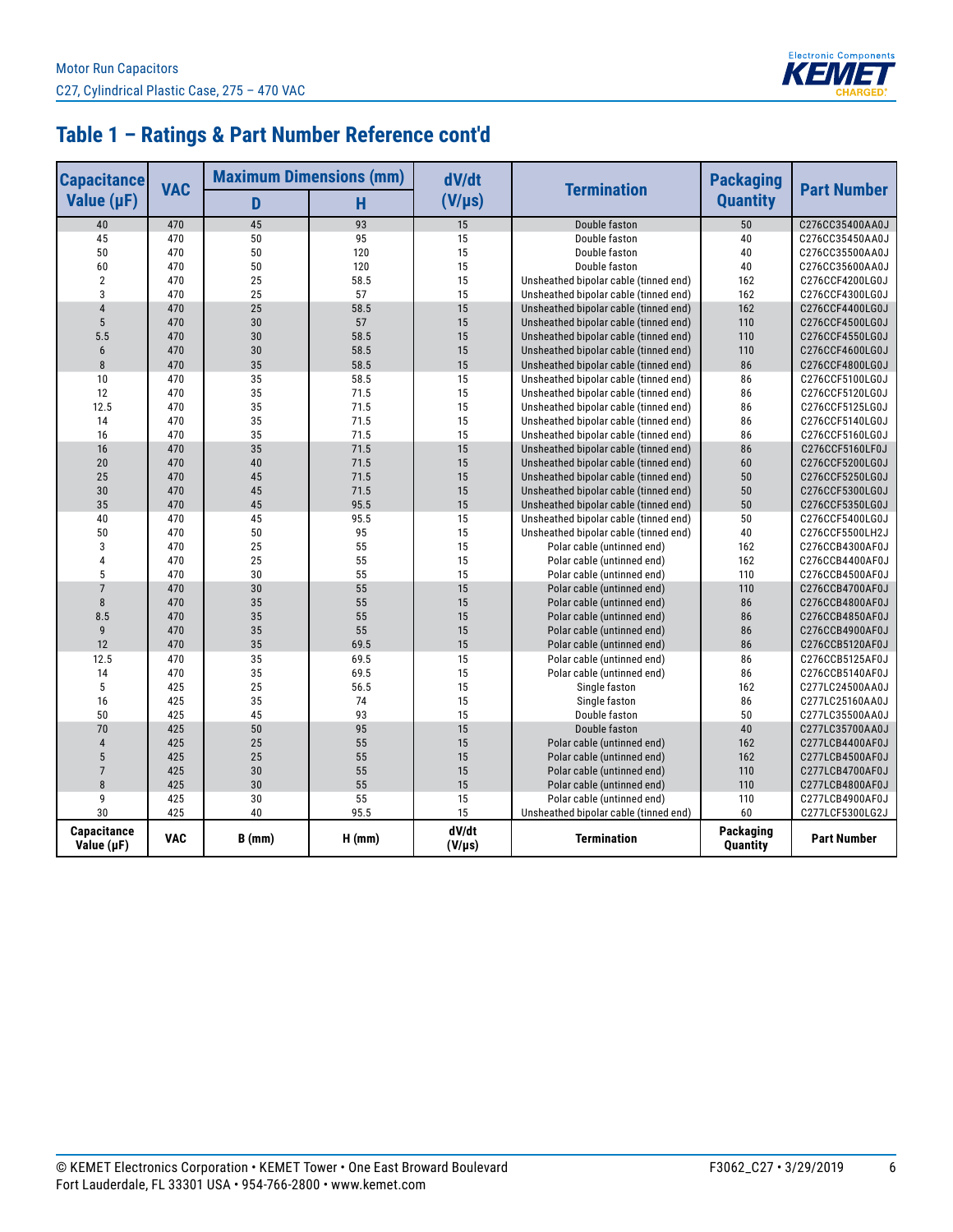## Table 1 – Ratings & Part Number Reference cont'd

| Capacitance Value (µF) | VAC | Maximum Dimensions (mm) | | dV/dt (V/µs) | Termination | Packaging Quantity | Part Number |
|---|---|---|---|---|---|---|---|
| | | D | H | | | | |
| 40 | 470 | 45 | 93 | 15 | Double faston | 50 | C276CC35400AA0J |
| 45 | 470 | 50 | 95 | 15 | Double faston | 40 | C276CC35450AA0J |
| 50 | 470 | 50 | 120 | 15 | Double faston | 40 | C276CC35500AA0J |
| 60 | 470 | 50 | 120 | 15 | Double faston | 40 | C276CC35600AA0J |
| 2 | 470 | 25 | 58.5 | 15 | Unsheathed bipolar cable (tinned end) | 162 | C276CCF4200LG0J |
| 3 | 470 | 25 | 57 | 15 | Unsheathed bipolar cable (tinned end) | 162 | C276CCF4300LG0J |
| 4 | 470 | 25 | 58.5 | 15 | Unsheathed bipolar cable (tinned end) | 162 | C276CCF4400LG0J |
| 5 | 470 | 30 | 57 | 15 | Unsheathed bipolar cable (tinned end) | 110 | C276CCF4500LG0J |
| 5.5 | 470 | 30 | 58.5 | 15 | Unsheathed bipolar cable (tinned end) | 110 | C276CCF4550LG0J |
| 6 | 470 | 30 | 58.5 | 15 | Unsheathed bipolar cable (tinned end) | 110 | C276CCF4600LG0J |
| 8 | 470 | 35 | 58.5 | 15 | Unsheathed bipolar cable (tinned end) | 86 | C276CCF4800LG0J |
| 10 | 470 | 35 | 58.5 | 15 | Unsheathed bipolar cable (tinned end) | 86 | C276CCF5100LG0J |
| 12 | 470 | 35 | 71.5 | 15 | Unsheathed bipolar cable (tinned end) | 86 | C276CCF5120LG0J |
| 12.5 | 470 | 35 | 71.5 | 15 | Unsheathed bipolar cable (tinned end) | 86 | C276CCF5125LG0J |
| 14 | 470 | 35 | 71.5 | 15 | Unsheathed bipolar cable (tinned end) | 86 | C276CCF5140LG0J |
| 16 | 470 | 35 | 71.5 | 15 | Unsheathed bipolar cable (tinned end) | 86 | C276CCF5160LG0J |
| 16 | 470 | 35 | 71.5 | 15 | Unsheathed bipolar cable (tinned end) | 86 | C276CCF5160LF0J |
| 20 | 470 | 40 | 71.5 | 15 | Unsheathed bipolar cable (tinned end) | 60 | C276CCF5200LG0J |
| 25 | 470 | 45 | 71.5 | 15 | Unsheathed bipolar cable (tinned end) | 50 | C276CCF5250LG0J |
| 30 | 470 | 45 | 71.5 | 15 | Unsheathed bipolar cable (tinned end) | 50 | C276CCF5300LG0J |
| 35 | 470 | 45 | 95.5 | 15 | Unsheathed bipolar cable (tinned end) | 50 | C276CCF5350LG0J |
| 40 | 470 | 45 | 95.5 | 15 | Unsheathed bipolar cable (tinned end) | 50 | C276CCF5400LG0J |
| 50 | 470 | 50 | 95 | 15 | Unsheathed bipolar cable (tinned end) | 40 | C276CCF5500LH2J |
| 3 | 470 | 25 | 55 | 15 | Polar cable (untinned end) | 162 | C276CCB4300AF0J |
| 4 | 470 | 25 | 55 | 15 | Polar cable (untinned end) | 162 | C276CCB4400AF0J |
| 5 | 470 | 30 | 55 | 15 | Polar cable (untinned end) | 110 | C276CCB4500AF0J |
| 7 | 470 | 30 | 55 | 15 | Polar cable (untinned end) | 110 | C276CCB4700AF0J |
| 8 | 470 | 35 | 55 | 15 | Polar cable (untinned end) | 86 | C276CCB4800AF0J |
| 8.5 | 470 | 35 | 55 | 15 | Polar cable (untinned end) | 86 | C276CCB4850AF0J |
| 9 | 470 | 35 | 55 | 15 | Polar cable (untinned end) | 86 | C276CCB4900AF0J |
| 12 | 470 | 35 | 69.5 | 15 | Polar cable (untinned end) | 86 | C276CCB5120AF0J |
| 12.5 | 470 | 35 | 69.5 | 15 | Polar cable (untinned end) | 86 | C276CCB5125AF0J |
| 14 | 470 | 35 | 69.5 | 15 | Polar cable (untinned end) | 86 | C276CCB5140AF0J |
| 5 | 425 | 25 | 56.5 | 15 | Single faston | 162 | C277LC24500AA0J |
| 16 | 425 | 35 | 74 | 15 | Single faston | 86 | C277LC25160AA0J |
| 50 | 425 | 45 | 93 | 15 | Double faston | 50 | C277LC35500AA0J |
| 70 | 425 | 50 | 95 | 15 | Double faston | 40 | C277LC35700AA0J |
| 4 | 425 | 25 | 55 | 15 | Polar cable (untinned end) | 162 | C277LCB4400AF0J |
| 5 | 425 | 25 | 55 | 15 | Polar cable (untinned end) | 162 | C277LCB4500AF0J |
| 7 | 425 | 30 | 55 | 15 | Polar cable (untinned end) | 110 | C277LCB4700AF0J |
| 8 | 425 | 30 | 55 | 15 | Polar cable (untinned end) | 110 | C277LCB4800AF0J |
| 9 | 425 | 30 | 55 | 15 | Polar cable (untinned end) | 110 | C277LCB4900AF0J |
| 30 | 425 | 40 | 95.5 | 15 | Unsheathed bipolar cable (tinned end) | 60 | C277LCF5300LG2J |
| Capacitance Value (µF) | VAC | B (mm) | H (mm) | dV/dt (V/µs) | Termination | Packaging Quantity | Part Number |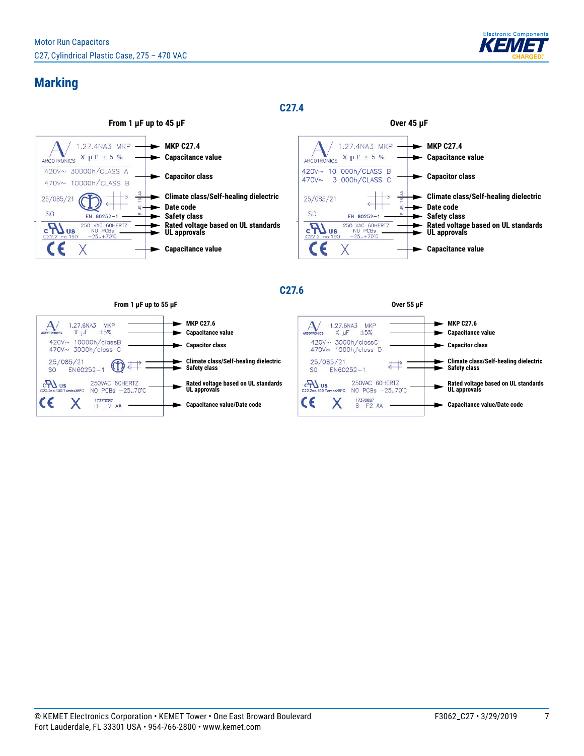## Marking

### C27.4

**From 1 µF up to 45 µF**

| Marking | Description |
|---|---|
| ARCOTRONICS 1.27.4NA3 MKP | MKP C27.4 |
| X µF ± 5 % | Capacitance value |
| 420V~ 30000h/CLASS A<br>470V~ 10000h/CLASS B | Capacitor class |
| 25/085/21 | Climate class/Self-healing dielectric |
| B J5 15AA | Date code |
| S0 EN 60252–1 | Safety class |
| 250 VAC 60HERTZ NO PCBs –25..+70°C | Rated voltage based on UL standards |
| c UL us C22.2 no.190 | UL approvals |
| CE X | Capacitance value |

**Over 45 µF**

| Marking | Description |
|---|---|
| ARCOTRONICS 1.27.4NA3 MKP | MKP C27.4 |
| X µF ± 5 % | Capacitance value |
| 420V~ 10 000h/CLASS B<br>470V~ 3 000h/CLASS C | Capacitor class |
| 25/085/21 | Climate class/Self-healing dielectric |
| B J5 15AA | Date code |
| S0 EN 60252–1 | Safety class |
| 250 VAC 60HERTZ NO PCBs –25..+70°C | Rated voltage based on UL standards |
| c UL us C22.2 no.190 | UL approvals |
| CE X | Capacitance value |

### C27.6

**From 1 µF up to 55 µF**

| Marking | Description |
|---|---|
| ARCOTRONICS 1.27.6NA3 MKP | MKP C27.6 |
| X µF ±5% | Capacitance value |
| 420V~ 10000h/classB<br>470V~ 3000h/class C | Capacitor class |
| 25/085/21 | Climate class/Self-healing dielectric |
| S0 EN60252–1 | Safety class |
| 250VAC 60HERTZ NO PCBs –25..70°C | Rated voltage based on UL standards |
| c UL us C22.2no.190 Tamb≤48°C | UL approvals |
| CE X 17370087 B F2 AA | Capacitance value/Date code |

**Over 55 µF**

| Marking | Description |
|---|---|
| ARCOTRONICS 1.27.6NA3 MKP | MKP C27.6 |
| X µF ±5% | Capacitance value |
| 420V~ 3000h/classC<br>470V~ 1000h/class D | Capacitor class |
| 25/085/21 | Climate class/Self-healing dielectric |
| S0 EN60252–1 | Safety class |
| 250VAC 60HERTZ NO PCBs –25..70°C | Rated voltage based on UL standards |
| c UL us C22.2no.190 Tamb≤48°C | UL approvals |
| CE X 17370087 B F2 AA | Capacitance value/Date code |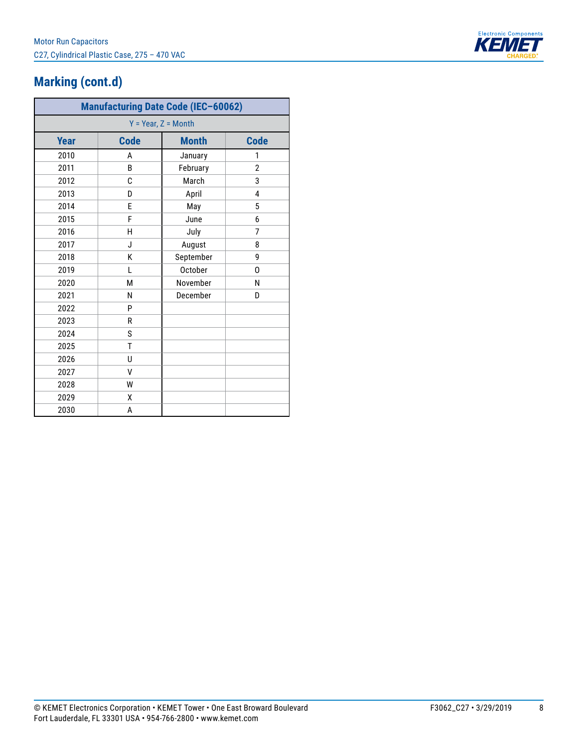## Marking (cont.d)

| Manufacturing Date Code (IEC–60062) | | | |
|---|---|---|---|
| Y = Year, Z = Month | | | |
| **Year** | **Code** | **Month** | **Code** |
| 2010 | A | January | 1 |
| 2011 | B | February | 2 |
| 2012 | C | March | 3 |
| 2013 | D | April | 4 |
| 2014 | E | May | 5 |
| 2015 | F | June | 6 |
| 2016 | H | July | 7 |
| 2017 | J | August | 8 |
| 2018 | K | September | 9 |
| 2019 | L | October | O |
| 2020 | M | November | N |
| 2021 | N | December | D |
| 2022 | P | | |
| 2023 | R | | |
| 2024 | S | | |
| 2025 | T | | |
| 2026 | U | | |
| 2027 | V | | |
| 2028 | W | | |
| 2029 | X | | |
| 2030 | A | | |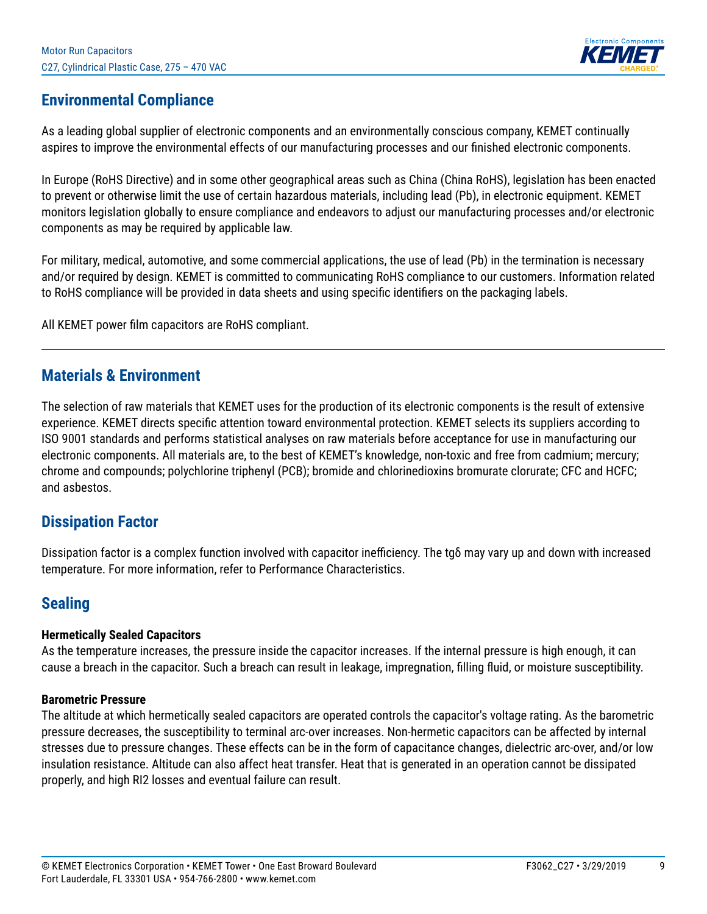## Environmental Compliance

As a leading global supplier of electronic components and an environmentally conscious company, KEMET continually aspires to improve the environmental effects of our manufacturing processes and our finished electronic components.

In Europe (RoHS Directive) and in some other geographical areas such as China (China RoHS), legislation has been enacted to prevent or otherwise limit the use of certain hazardous materials, including lead (Pb), in electronic equipment. KEMET monitors legislation globally to ensure compliance and endeavors to adjust our manufacturing processes and/or electronic components as may be required by applicable law.

For military, medical, automotive, and some commercial applications, the use of lead (Pb) in the termination is necessary and/or required by design. KEMET is committed to communicating RoHS compliance to our customers. Information related to RoHS compliance will be provided in data sheets and using specific identifiers on the packaging labels.

All KEMET power film capacitors are RoHS compliant.

---

## Materials & Environment

The selection of raw materials that KEMET uses for the production of its electronic components is the result of extensive experience. KEMET directs specific attention toward environmental protection. KEMET selects its suppliers according to ISO 9001 standards and performs statistical analyses on raw materials before acceptance for use in manufacturing our electronic components. All materials are, to the best of KEMET's knowledge, non-toxic and free from cadmium; mercury; chrome and compounds; polychlorine triphenyl (PCB); bromide and chlorinedioxins bromurate clorurate; CFC and HCFC; and asbestos.

## Dissipation Factor

Dissipation factor is a complex function involved with capacitor inefficiency. The tgδ may vary up and down with increased temperature. For more information, refer to Performance Characteristics.

## Sealing

**Hermetically Sealed Capacitors**

As the temperature increases, the pressure inside the capacitor increases. If the internal pressure is high enough, it can cause a breach in the capacitor. Such a breach can result in leakage, impregnation, filling fluid, or moisture susceptibility.

**Barometric Pressure**

The altitude at which hermetically sealed capacitors are operated controls the capacitor's voltage rating. As the barometric pressure decreases, the susceptibility to terminal arc-over increases. Non-hermetic capacitors can be affected by internal stresses due to pressure changes. These effects can be in the form of capacitance changes, dielectric arc-over, and/or low insulation resistance. Altitude can also affect heat transfer. Heat that is generated in an operation cannot be dissipated properly, and high RI2 losses and eventual failure can result.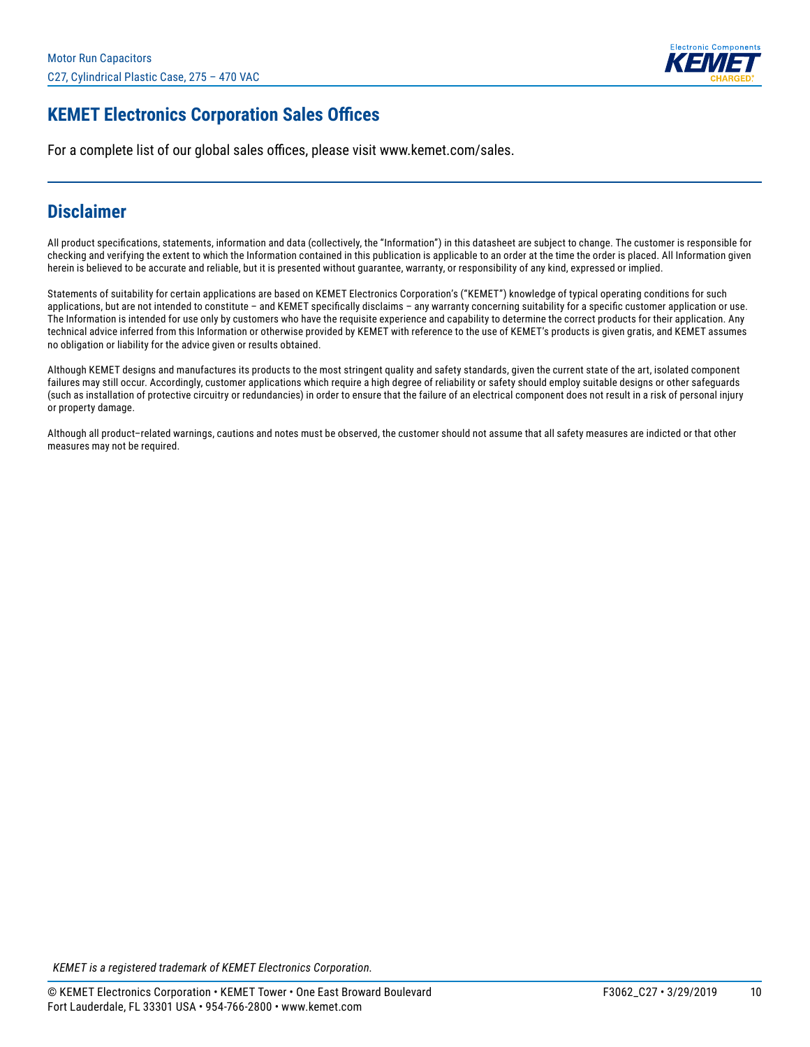## KEMET Electronics Corporation Sales Offices

For a complete list of our global sales offices, please visit www.kemet.com/sales.

## Disclaimer

All product specifications, statements, information and data (collectively, the "Information") in this datasheet are subject to change. The customer is responsible for checking and verifying the extent to which the Information contained in this publication is applicable to an order at the time the order is placed. All Information given herein is believed to be accurate and reliable, but it is presented without guarantee, warranty, or responsibility of any kind, expressed or implied.

Statements of suitability for certain applications are based on KEMET Electronics Corporation's ("KEMET") knowledge of typical operating conditions for such applications, but are not intended to constitute – and KEMET specifically disclaims – any warranty concerning suitability for a specific customer application or use. The Information is intended for use only by customers who have the requisite experience and capability to determine the correct products for their application. Any technical advice inferred from this Information or otherwise provided by KEMET with reference to the use of KEMET's products is given gratis, and KEMET assumes no obligation or liability for the advice given or results obtained.

Although KEMET designs and manufactures its products to the most stringent quality and safety standards, given the current state of the art, isolated component failures may still occur. Accordingly, customer applications which require a high degree of reliability or safety should employ suitable designs or other safeguards (such as installation of protective circuitry or redundancies) in order to ensure that the failure of an electrical component does not result in a risk of personal injury or property damage.

Although all product–related warnings, cautions and notes must be observed, the customer should not assume that all safety measures are indicted or that other measures may not be required.

*KEMET is a registered trademark of KEMET Electronics Corporation.*